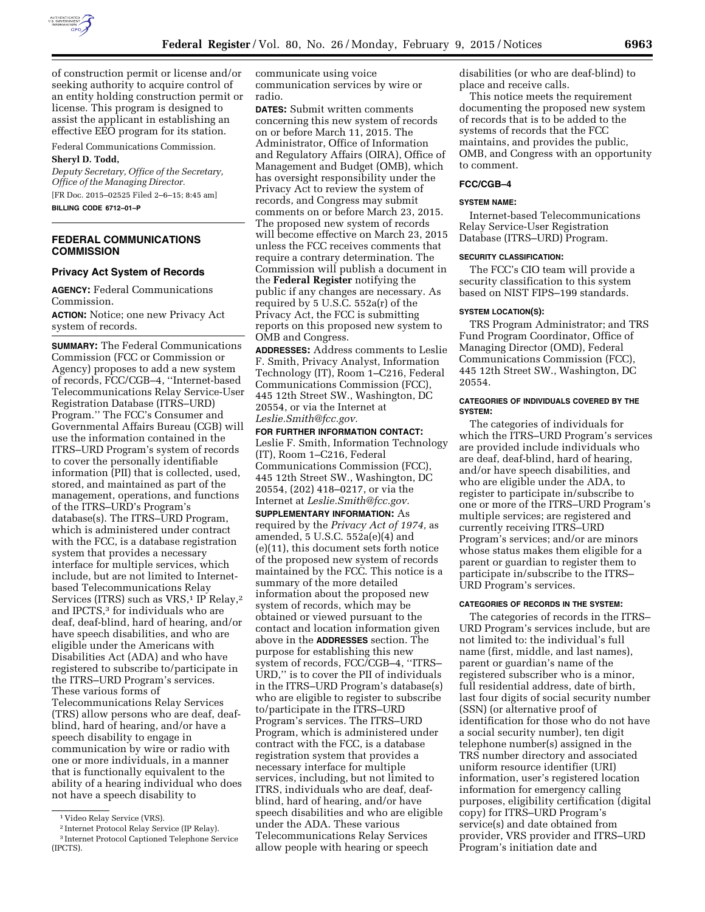of construction permit or license and/or seeking authority to acquire control of an entity holding construction permit or license. This program is designed to assist the applicant in establishing an effective EEO program for its station.

Federal Communications Commission.

**Sheryl D. Todd,**

*Deputy Secretary, Office of the Secretary, Office of the Managing Director.*

[FR Doc. 2015–02525 Filed 2–6–15; 8:45 am]

**BILLING CODE 6712–01–P**

## FEDERAL COMMUNICATIONS COMMISSION

### Privacy Act System of Records

**AGENCY:** Federal Communications Commission.

**ACTION:** Notice; one new Privacy Act system of records.

**SUMMARY:** The Federal Communications Commission (FCC or Commission or Agency) proposes to add a new system of records, FCC/CGB–4, ''Internet-based Telecommunications Relay Service-User Registration Database (ITRS–URD) Program.'' The FCC's Consumer and Governmental Affairs Bureau (CGB) will use the information contained in the ITRS–URD Program's system of records to cover the personally identifiable information (PII) that is collected, used, stored, and maintained as part of the management, operations, and functions of the ITRS–URD's Program's database(s). The ITRS–URD Program, which is administered under contract with the FCC, is a database registration system that provides a necessary interface for multiple services, which include, but are not limited to Internet-based Telecommunications Relay Services (ITRS) such as VRS,[1] IP Relay,[2] and IPCTS,[3] for individuals who are deaf, deaf-blind, hard of hearing, and/or have speech disabilities, and who are eligible under the Americans with Disabilities Act (ADA) and who have registered to subscribe to/participate in the ITRS–URD Program's services. These various forms of Telecommunications Relay Services (TRS) allow persons who are deaf, deaf-blind, hard of hearing, and/or have a speech disability to engage in communication by wire or radio with one or more individuals, in a manner that is functionally equivalent to the ability of a hearing individual who does not have a speech disability to communicate using voice communication services by wire or radio.

**DATES:** Submit written comments concerning this new system of records on or before March 11, 2015. The Administrator, Office of Information and Regulatory Affairs (OIRA), Office of Management and Budget (OMB), which has oversight responsibility under the Privacy Act to review the system of records, and Congress may submit comments on or before March 23, 2015. The proposed new system of records will become effective on March 23, 2015 unless the FCC receives comments that require a contrary determination. The Commission will publish a document in the **Federal Register** notifying the public if any changes are necessary. As required by 5 U.S.C. 552a(r) of the Privacy Act, the FCC is submitting reports on this proposed new system to OMB and Congress.

**ADDRESSES:** Address comments to Leslie F. Smith, Privacy Analyst, Information Technology (IT), Room 1–C216, Federal Communications Commission (FCC), 445 12th Street SW., Washington, DC 20554, or via the Internet at *Leslie.Smith@fcc.gov.*

**FOR FURTHER INFORMATION CONTACT:** Leslie F. Smith, Information Technology (IT), Room 1–C216, Federal Communications Commission (FCC), 445 12th Street SW., Washington, DC 20554, (202) 418–0217, or via the Internet at *Leslie.Smith@fcc.gov.*

**SUPPLEMENTARY INFORMATION:** As required by the *Privacy Act of 1974,* as amended, 5 U.S.C. 552a(e)(4) and (e)(11), this document sets forth notice of the proposed new system of records maintained by the FCC. This notice is a summary of the more detailed information about the proposed new system of records, which may be obtained or viewed pursuant to the contact and location information given above in the **ADDRESSES** section. The purpose for establishing this new system of records, FCC/CGB–4, ''ITRS–URD,'' is to cover the PII of individuals in the ITRS–URD Program's database(s) who are eligible to register to subscribe to/participate in the ITRS–URD Program's services. The ITRS–URD Program, which is administered under contract with the FCC, is a database registration system that provides a necessary interface for multiple services, including, but not limited to ITRS, individuals who are deaf, deaf-blind, hard of hearing, and/or have speech disabilities and who are eligible under the ADA. These various Telecommunications Relay Services allow people with hearing or speech disabilities (or who are deaf-blind) to place and receive calls.

This notice meets the requirement documenting the proposed new system of records that is to be added to the systems of records that the FCC maintains, and provides the public, OMB, and Congress with an opportunity to comment.

#### FCC/CGB–4

##### SYSTEM NAME:

Internet-based Telecommunications Relay Service-User Registration Database (ITRS–URD) Program.

##### SECURITY CLASSIFICATION:

The FCC's CIO team will provide a security classification to this system based on NIST FIPS–199 standards.

##### SYSTEM LOCATION(S):

TRS Program Administrator; and TRS Fund Program Coordinator, Office of Managing Director (OMD), Federal Communications Commission (FCC), 445 12th Street SW., Washington, DC 20554.

##### CATEGORIES OF INDIVIDUALS COVERED BY THE SYSTEM:

The categories of individuals for which the ITRS–URD Program's services are provided include individuals who are deaf, deaf-blind, hard of hearing, and/or have speech disabilities, and who are eligible under the ADA, to register to participate in/subscribe to one or more of the ITRS–URD Program's multiple services; are registered and currently receiving ITRS–URD Program's services; and/or are minors whose status makes them eligible for a parent or guardian to register them to participate in/subscribe to the ITRS–URD Program's services.

##### CATEGORIES OF RECORDS IN THE SYSTEM:

The categories of records in the ITRS–URD Program's services include, but are not limited to: the individual's full name (first, middle, and last names), parent or guardian's name of the registered subscriber who is a minor, full residential address, date of birth, last four digits of social security number (SSN) (or alternative proof of identification for those who do not have a social security number), ten digit telephone number(s) assigned in the TRS number directory and associated uniform resource identifier (URI) information, user's registered location information for emergency calling purposes, eligibility certification (digital copy) for ITRS–URD Program's service(s) and date obtained from provider, VRS provider and ITRS–URD Program's initiation date and

---

[1] Video Relay Service (VRS).

[2] Internet Protocol Relay Service (IP Relay).

[3] Internet Protocol Captioned Telephone Service (IPCTS).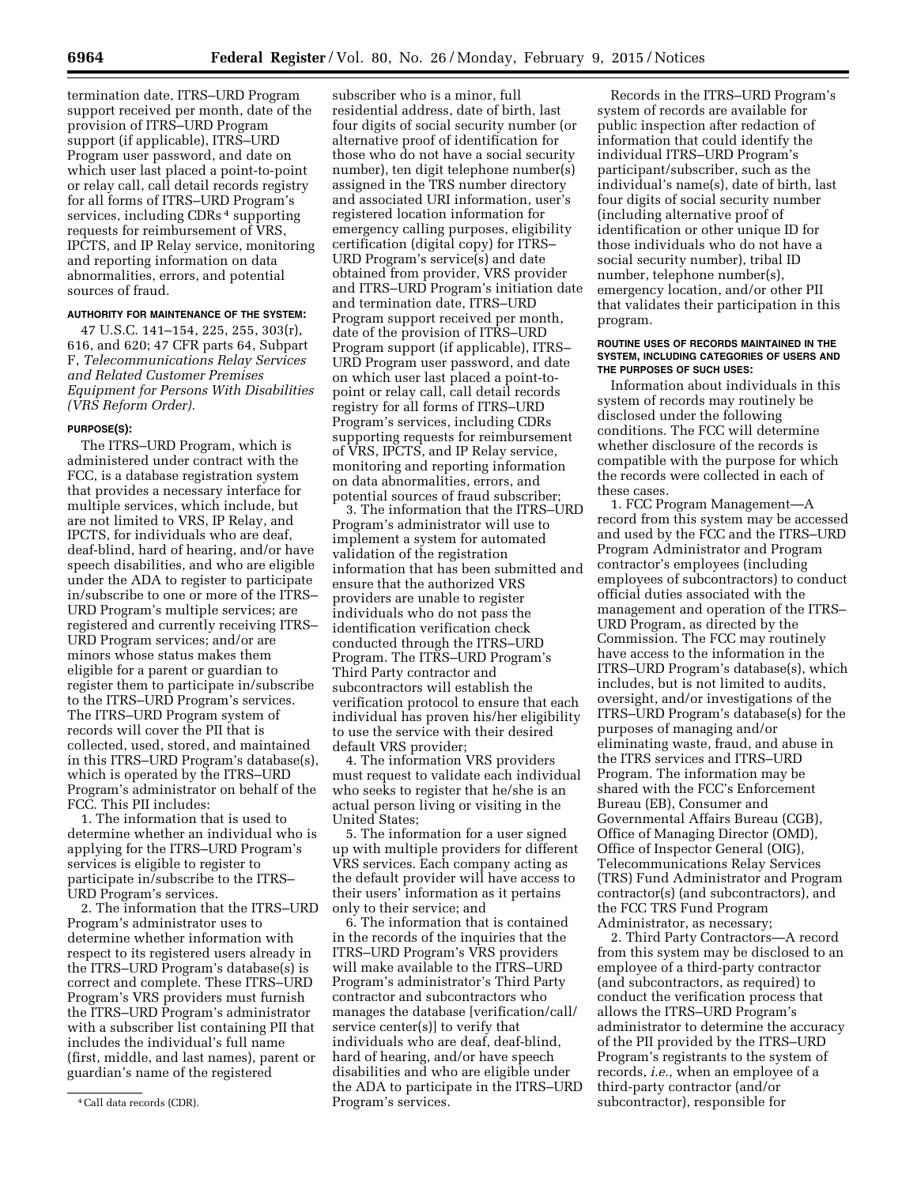termination date, ITRS–URD Program support received per month, date of the provision of ITRS–URD Program support (if applicable), ITRS–URD Program user password, and date on which user last placed a point-to-point or relay call, call detail records registry for all forms of ITRS–URD Program's services, including CDRs[4] supporting requests for reimbursement of VRS, IPCTS, and IP Relay service, monitoring and reporting information on data abnormalities, errors, and potential sources of fraud.

#### AUTHORITY FOR MAINTENANCE OF THE SYSTEM:

47 U.S.C. 141–154, 225, 255, 303(r), 616, and 620; 47 CFR parts 64, Subpart F, *Telecommunications Relay Services and Related Customer Premises Equipment for Persons With Disabilities (VRS Reform Order).*

#### PURPOSE(S):

The ITRS–URD Program, which is administered under contract with the FCC, is a database registration system that provides a necessary interface for multiple services, which include, but are not limited to VRS, IP Relay, and IPCTS, for individuals who are deaf, deaf-blind, hard of hearing, and/or have speech disabilities, and who are eligible under the ADA to register to participate in/subscribe to one or more of the ITRS–URD Program's multiple services; are registered and currently receiving ITRS–URD Program services; and/or are minors whose status makes them eligible for a parent or guardian to register them to participate in/subscribe to the ITRS–URD Program's services. The ITRS–URD Program system of records will cover the PII that is collected, used, stored, and maintained in this ITRS–URD Program's database(s), which is operated by the ITRS–URD Program's administrator on behalf of the FCC. This PII includes:

1. The information that is used to determine whether an individual who is applying for the ITRS–URD Program's services is eligible to register to participate in/subscribe to the ITRS–URD Program's services.

2. The information that the ITRS–URD Program's administrator uses to determine whether information with respect to its registered users already in the ITRS–URD Program's database(s) is correct and complete. These ITRS–URD Program's VRS providers must furnish the ITRS–URD Program's administrator with a subscriber list containing PII that includes the individual's full name (first, middle, and last names), parent or guardian's name of the registered subscriber who is a minor, full residential address, date of birth, last four digits of social security number (or alternative proof of identification for those who do not have a social security number), ten digit telephone number(s) assigned in the TRS number directory and associated URI information, user's registered location information for emergency calling purposes, eligibility certification (digital copy) for ITRS–URD Program's service(s) and date obtained from provider, VRS provider and ITRS–URD Program's initiation date and termination date, ITRS–URD Program support received per month, date of the provision of ITRS–URD Program support (if applicable), ITRS–URD Program user password, and date on which user last placed a point-to-point or relay call, call detail records registry for all forms of ITRS–URD Program's services, including CDRs supporting requests for reimbursement of VRS, IPCTS, and IP Relay service, monitoring and reporting information on data abnormalities, errors, and potential sources of fraud subscriber;

3. The information that the ITRS–URD Program's administrator will use to implement a system for automated validation of the registration information that has been submitted and ensure that the authorized VRS providers are unable to register individuals who do not pass the identification verification check conducted through the ITRS–URD Program. The ITRS–URD Program's Third Party contractor and subcontractors will establish the verification protocol to ensure that each individual has proven his/her eligibility to use the service with their desired default VRS provider;

4. The information VRS providers must request to validate each individual who seeks to register that he/she is an actual person living or visiting in the United States;

5. The information for a user signed up with multiple providers for different VRS services. Each company acting as the default provider will have access to their users' information as it pertains only to their service; and

6. The information that is contained in the records of the inquiries that the ITRS–URD Program's VRS providers will make available to the ITRS–URD Program's administrator's Third Party contractor and subcontractors who manages the database [verification/call/service center(s)] to verify that individuals who are deaf, deaf-blind, hard of hearing, and/or have speech disabilities and who are eligible under the ADA to participate in the ITRS–URD Program's services.

Records in the ITRS–URD Program's system of records are available for public inspection after redaction of information that could identify the individual ITRS–URD Program's participant/subscriber, such as the individual's name(s), date of birth, last four digits of social security number (including alternative proof of identification or other unique ID for those individuals who do not have a social security number), tribal ID number, telephone number(s), emergency location, and/or other PII that validates their participation in this program.

#### ROUTINE USES OF RECORDS MAINTAINED IN THE SYSTEM, INCLUDING CATEGORIES OF USERS AND THE PURPOSES OF SUCH USES:

Information about individuals in this system of records may routinely be disclosed under the following conditions. The FCC will determine whether disclosure of the records is compatible with the purpose for which the records were collected in each of these cases.

1. FCC Program Management—A record from this system may be accessed and used by the FCC and the ITRS–URD Program Administrator and Program contractor's employees (including employees of subcontractors) to conduct official duties associated with the management and operation of the ITRS–URD Program, as directed by the Commission. The FCC may routinely have access to the information in the ITRS–URD Program's database(s), which includes, but is not limited to audits, oversight, and/or investigations of the ITRS–URD Program's database(s) for the purposes of managing and/or eliminating waste, fraud, and abuse in the ITRS services and ITRS–URD Program. The information may be shared with the FCC's Enforcement Bureau (EB), Consumer and Governmental Affairs Bureau (CGB), Office of Managing Director (OMD), Office of Inspector General (OIG), Telecommunications Relay Services (TRS) Fund Administrator and Program contractor(s) (and subcontractors), and the FCC TRS Fund Program Administrator, as necessary;

2. Third Party Contractors—A record from this system may be disclosed to an employee of a third-party contractor (and subcontractors, as required) to conduct the verification process that allows the ITRS–URD Program's administrator to determine the accuracy of the PII provided by the ITRS–URD Program's registrants to the system of records, *i.e.,* when an employee of a third-party contractor (and/or subcontractor), responsible for

[4] Call data records (CDR).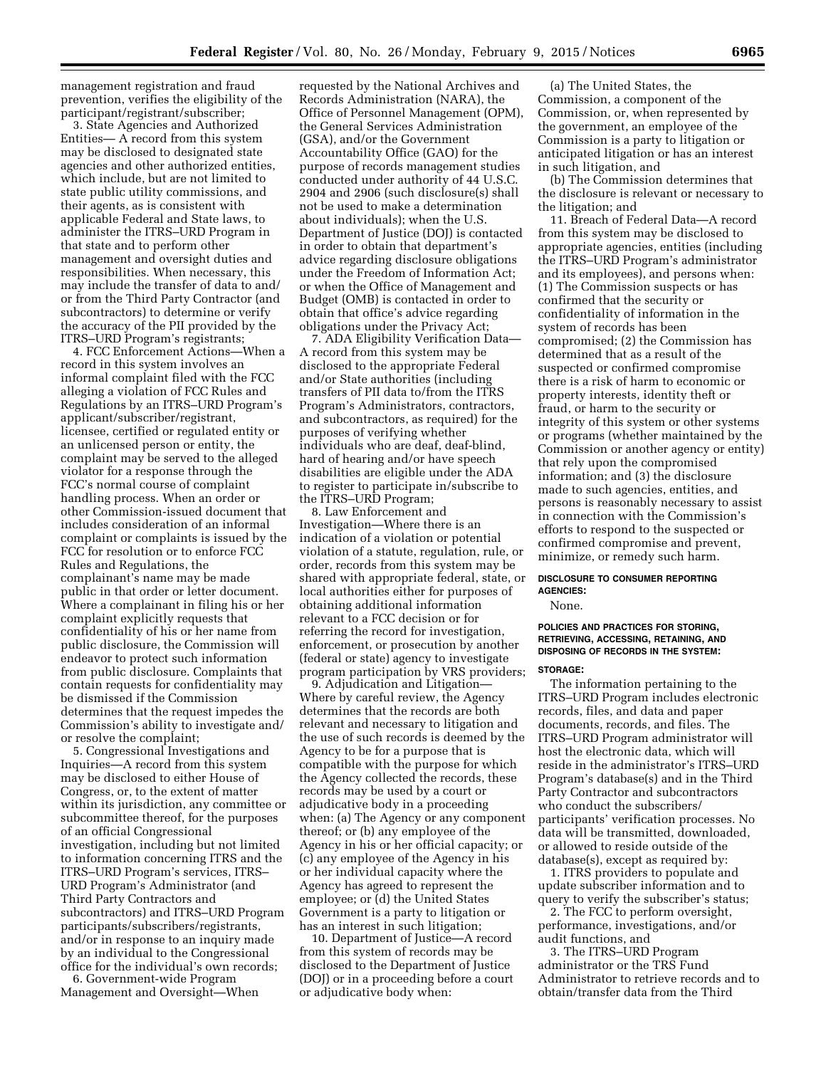management registration and fraud prevention, verifies the eligibility of the participant/registrant/subscriber;

3. State Agencies and Authorized Entities— A record from this system may be disclosed to designated state agencies and other authorized entities, which include, but are not limited to state public utility commissions, and their agents, as is consistent with applicable Federal and State laws, to administer the ITRS–URD Program in that state and to perform other management and oversight duties and responsibilities. When necessary, this may include the transfer of data to and/or from the Third Party Contractor (and subcontractors) to determine or verify the accuracy of the PII provided by the ITRS–URD Program's registrants;

4. FCC Enforcement Actions—When a record in this system involves an informal complaint filed with the FCC alleging a violation of FCC Rules and Regulations by an ITRS–URD Program's applicant/subscriber/registrant, licensee, certified or regulated entity or an unlicensed person or entity, the complaint may be served to the alleged violator for a response through the FCC's normal course of complaint handling process. When an order or other Commission-issued document that includes consideration of an informal complaint or complaints is issued by the FCC for resolution or to enforce FCC Rules and Regulations, the complainant's name may be made public in that order or letter document. Where a complainant in filing his or her complaint explicitly requests that confidentiality of his or her name from public disclosure, the Commission will endeavor to protect such information from public disclosure. Complaints that contain requests for confidentiality may be dismissed if the Commission determines that the request impedes the Commission's ability to investigate and/or resolve the complaint;

5. Congressional Investigations and Inquiries—A record from this system may be disclosed to either House of Congress, or, to the extent of matter within its jurisdiction, any committee or subcommittee thereof, for the purposes of an official Congressional investigation, including but not limited to information concerning ITRS and the ITRS–URD Program's services, ITRS–URD Program's Administrator (and Third Party Contractors and subcontractors) and ITRS–URD Program participants/subscribers/registrants, and/or in response to an inquiry made by an individual to the Congressional office for the individual's own records;

6. Government-wide Program Management and Oversight—When requested by the National Archives and Records Administration (NARA), the Office of Personnel Management (OPM), the General Services Administration (GSA), and/or the Government Accountability Office (GAO) for the purpose of records management studies conducted under authority of 44 U.S.C. 2904 and 2906 (such disclosure(s) shall not be used to make a determination about individuals); when the U.S. Department of Justice (DOJ) is contacted in order to obtain that department's advice regarding disclosure obligations under the Freedom of Information Act; or when the Office of Management and Budget (OMB) is contacted in order to obtain that office's advice regarding obligations under the Privacy Act;

7. ADA Eligibility Verification Data—A record from this system may be disclosed to the appropriate Federal and/or State authorities (including transfers of PII data to/from the ITRS Program's Administrators, contractors, and subcontractors, as required) for the purposes of verifying whether individuals who are deaf, deaf-blind, hard of hearing and/or have speech disabilities are eligible under the ADA to register to participate in/subscribe to the ITRS–URD Program;

8. Law Enforcement and Investigation—Where there is an indication of a violation or potential violation of a statute, regulation, rule, or order, records from this system may be shared with appropriate federal, state, or local authorities either for purposes of obtaining additional information relevant to a FCC decision or for referring the record for investigation, enforcement, or prosecution by another (federal or state) agency to investigate program participation by VRS providers;

9. Adjudication and Litigation—Where by careful review, the Agency determines that the records are both relevant and necessary to litigation and the use of such records is deemed by the Agency to be for a purpose that is compatible with the purpose for which the Agency collected the records, these records may be used by a court or adjudicative body in a proceeding when: (a) The Agency or any component thereof; or (b) any employee of the Agency in his or her official capacity; or (c) any employee of the Agency in his or her individual capacity where the Agency has agreed to represent the employee; or (d) the United States Government is a party to litigation or has an interest in such litigation;

10. Department of Justice—A record from this system of records may be disclosed to the Department of Justice (DOJ) or in a proceeding before a court or adjudicative body when:

(a) The United States, the Commission, a component of the Commission, or, when represented by the government, an employee of the Commission is a party to litigation or anticipated litigation or has an interest in such litigation, and

(b) The Commission determines that the disclosure is relevant or necessary to the litigation; and

11. Breach of Federal Data—A record from this system may be disclosed to appropriate agencies, entities (including the ITRS–URD Program's administrator and its employees), and persons when: (1) The Commission suspects or has confirmed that the security or confidentiality of information in the system of records has been compromised; (2) the Commission has determined that as a result of the suspected or confirmed compromise there is a risk of harm to economic or property interests, identity theft or fraud, or harm to the security or integrity of this system or other systems or programs (whether maintained by the Commission or another agency or entity) that rely upon the compromised information; and (3) the disclosure made to such agencies, entities, and persons is reasonably necessary to assist in connection with the Commission's efforts to respond to the suspected or confirmed compromise and prevent, minimize, or remedy such harm.

**DISCLOSURE TO CONSUMER REPORTING AGENCIES:**

None.

**POLICIES AND PRACTICES FOR STORING, RETRIEVING, ACCESSING, RETAINING, AND DISPOSING OF RECORDS IN THE SYSTEM:**

**STORAGE:**

The information pertaining to the ITRS–URD Program includes electronic records, files, and data and paper documents, records, and files. The ITRS–URD Program administrator will host the electronic data, which will reside in the administrator's ITRS–URD Program's database(s) and in the Third Party Contractor and subcontractors who conduct the subscribers/participants' verification processes. No data will be transmitted, downloaded, or allowed to reside outside of the database(s), except as required by:

1. ITRS providers to populate and update subscriber information and to query to verify the subscriber's status;

2. The FCC to perform oversight, performance, investigations, and/or audit functions, and

3. The ITRS–URD Program administrator or the TRS Fund Administrator to retrieve records and to obtain/transfer data from the Third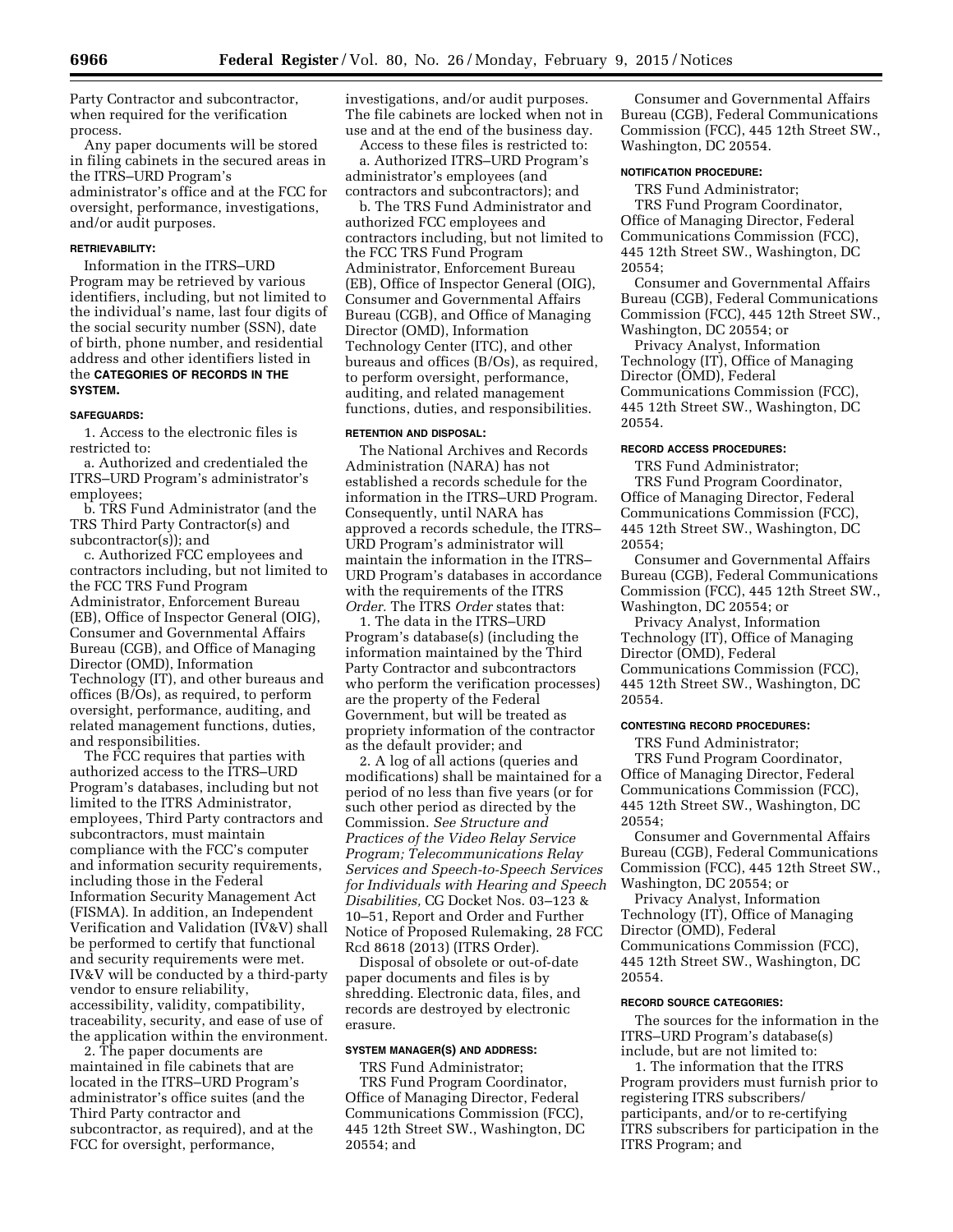Party Contractor and subcontractor, when required for the verification process.

Any paper documents will be stored in filing cabinets in the secured areas in the ITRS–URD Program's administrator's office and at the FCC for oversight, performance, investigations, and/or audit purposes.

**RETRIEVABILITY:**

Information in the ITRS–URD Program may be retrieved by various identifiers, including, but not limited to the individual's name, last four digits of the social security number (SSN), date of birth, phone number, and residential address and other identifiers listed in the **CATEGORIES OF RECORDS IN THE SYSTEM.**

**SAFEGUARDS:**

1. Access to the electronic files is restricted to:

a. Authorized and credentialed the ITRS–URD Program's administrator's employees;

b. TRS Fund Administrator (and the TRS Third Party Contractor(s) and subcontractor(s)); and

c. Authorized FCC employees and contractors including, but not limited to the FCC TRS Fund Program Administrator, Enforcement Bureau (EB), Office of Inspector General (OIG), Consumer and Governmental Affairs Bureau (CGB), and Office of Managing Director (OMD), Information Technology (IT), and other bureaus and offices (B/Os), as required, to perform oversight, performance, auditing, and related management functions, duties, and responsibilities.

The FCC requires that parties with authorized access to the ITRS–URD Program's databases, including but not limited to the ITRS Administrator, employees, Third Party contractors and subcontractors, must maintain compliance with the FCC's computer and information security requirements, including those in the Federal Information Security Management Act (FISMA). In addition, an Independent Verification and Validation (IV&V) shall be performed to certify that functional and security requirements were met. IV&V will be conducted by a third-party vendor to ensure reliability, accessibility, validity, compatibility, traceability, security, and ease of use of the application within the environment.

2. The paper documents are maintained in file cabinets that are located in the ITRS–URD Program's administrator's office suites (and the Third Party contractor and subcontractor, as required), and at the FCC for oversight, performance, investigations, and/or audit purposes. The file cabinets are locked when not in use and at the end of the business day.

Access to these files is restricted to:

a. Authorized ITRS–URD Program's administrator's employees (and contractors and subcontractors); and

b. The TRS Fund Administrator and authorized FCC employees and contractors including, but not limited to the FCC TRS Fund Program Administrator, Enforcement Bureau (EB), Office of Inspector General (OIG), Consumer and Governmental Affairs Bureau (CGB), and Office of Managing Director (OMD), Information Technology Center (ITC), and other bureaus and offices (B/Os), as required, to perform oversight, performance, auditing, and related management functions, duties, and responsibilities.

**RETENTION AND DISPOSAL:**

The National Archives and Records Administration (NARA) has not established a records schedule for the information in the ITRS–URD Program. Consequently, until NARA has approved a records schedule, the ITRS–URD Program's administrator will maintain the information in the ITRS–URD Program's databases in accordance with the requirements of the ITRS *Order.* The ITRS *Order* states that:

1. The data in the ITRS–URD Program's database(s) (including the information maintained by the Third Party Contractor and subcontractors who perform the verification processes) are the property of the Federal Government, but will be treated as propriety information of the contractor as the default provider; and

2. A log of all actions (queries and modifications) shall be maintained for a period of no less than five years (or for such other period as directed by the Commission. *See Structure and Practices of the Video Relay Service Program; Telecommunications Relay Services and Speech-to-Speech Services for Individuals with Hearing and Speech Disabilities,* CG Docket Nos. 03–123 & 10–51, Report and Order and Further Notice of Proposed Rulemaking, 28 FCC Rcd 8618 (2013) (ITRS Order).

Disposal of obsolete or out-of-date paper documents and files is by shredding. Electronic data, files, and records are destroyed by electronic erasure.

**SYSTEM MANAGER(S) AND ADDRESS:**

TRS Fund Administrator;

TRS Fund Program Coordinator, Office of Managing Director, Federal Communications Commission (FCC), 445 12th Street SW., Washington, DC 20554; and

Consumer and Governmental Affairs Bureau (CGB), Federal Communications Commission (FCC), 445 12th Street SW., Washington, DC 20554.

**NOTIFICATION PROCEDURE:**

TRS Fund Administrator;

TRS Fund Program Coordinator, Office of Managing Director, Federal Communications Commission (FCC), 445 12th Street SW., Washington, DC 20554;

Consumer and Governmental Affairs Bureau (CGB), Federal Communications Commission (FCC), 445 12th Street SW., Washington, DC 20554; or

Privacy Analyst, Information Technology (IT), Office of Managing Director (OMD), Federal Communications Commission (FCC), 445 12th Street SW., Washington, DC 20554.

**RECORD ACCESS PROCEDURES:**

TRS Fund Administrator;

TRS Fund Program Coordinator, Office of Managing Director, Federal Communications Commission (FCC), 445 12th Street SW., Washington, DC 20554;

Consumer and Governmental Affairs Bureau (CGB), Federal Communications Commission (FCC), 445 12th Street SW., Washington, DC 20554; or

Privacy Analyst, Information Technology (IT), Office of Managing Director (OMD), Federal Communications Commission (FCC), 445 12th Street SW., Washington, DC 20554.

**CONTESTING RECORD PROCEDURES:**

TRS Fund Administrator;

TRS Fund Program Coordinator, Office of Managing Director, Federal Communications Commission (FCC), 445 12th Street SW., Washington, DC 20554;

Consumer and Governmental Affairs Bureau (CGB), Federal Communications Commission (FCC), 445 12th Street SW., Washington, DC 20554; or

Privacy Analyst, Information Technology (IT), Office of Managing Director (OMD), Federal Communications Commission (FCC), 445 12th Street SW., Washington, DC 20554.

**RECORD SOURCE CATEGORIES:**

The sources for the information in the ITRS–URD Program's database(s) include, but are not limited to:

1. The information that the ITRS Program providers must furnish prior to registering ITRS subscribers/participants, and/or to re-certifying ITRS subscribers for participation in the ITRS Program; and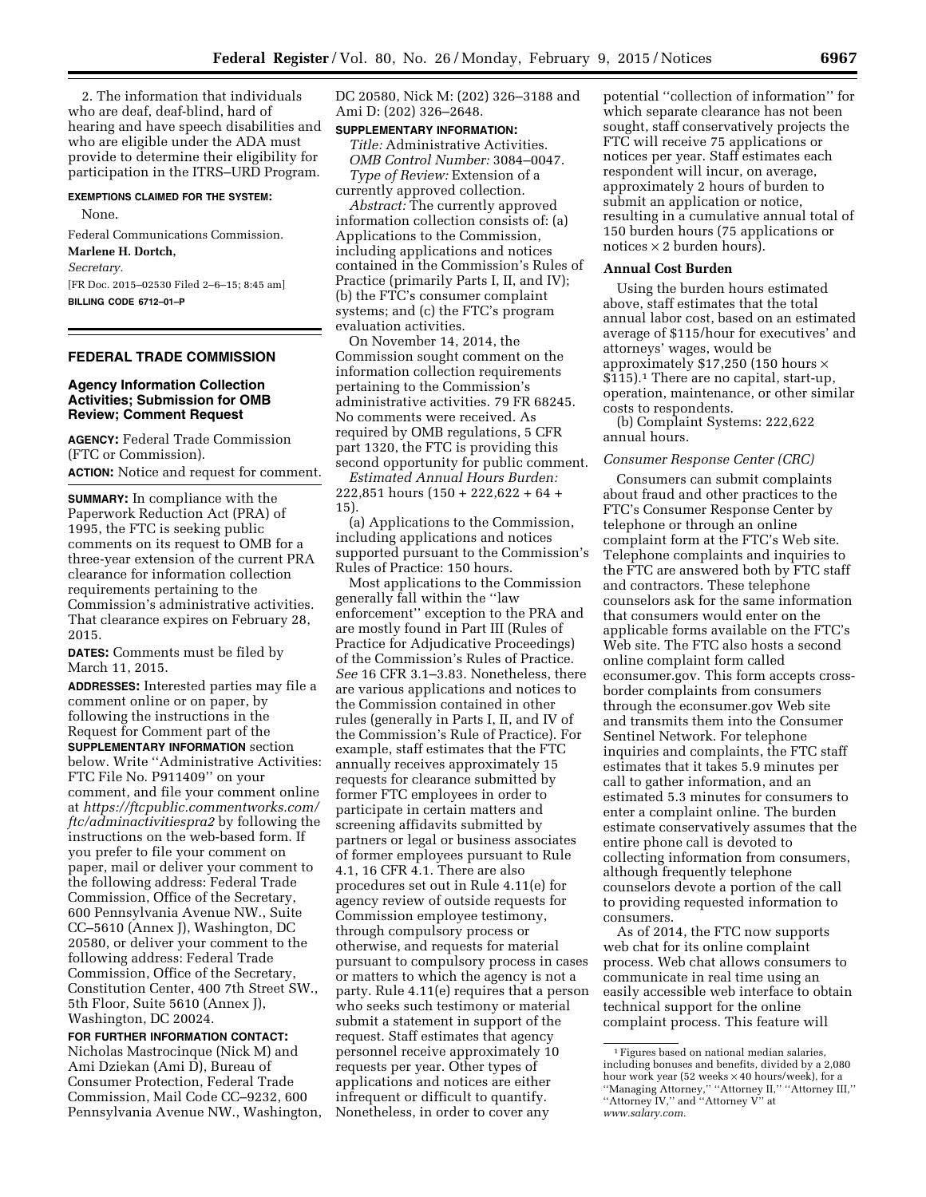2. The information that individuals who are deaf, deaf-blind, hard of hearing and have speech disabilities and who are eligible under the ADA must provide to determine their eligibility for participation in the ITRS–URD Program.

**EXEMPTIONS CLAIMED FOR THE SYSTEM:**

None.

Federal Communications Commission.

**Marlene H. Dortch,**

*Secretary.*

[FR Doc. 2015–02530 Filed 2–6–15; 8:45 am]

**BILLING CODE 6712–01–P**

## FEDERAL TRADE COMMISSION

### Agency Information Collection Activities; Submission for OMB Review; Comment Request

**AGENCY:** Federal Trade Commission (FTC or Commission).

**ACTION:** Notice and request for comment.

**SUMMARY:** In compliance with the Paperwork Reduction Act (PRA) of 1995, the FTC is seeking public comments on its request to OMB for a three-year extension of the current PRA clearance for information collection requirements pertaining to the Commission's administrative activities. That clearance expires on February 28, 2015.

**DATES:** Comments must be filed by March 11, 2015.

**ADDRESSES:** Interested parties may file a comment online or on paper, by following the instructions in the Request for Comment part of the **SUPPLEMENTARY INFORMATION** section below. Write ''Administrative Activities: FTC File No. P911409'' on your comment, and file your comment online at *https://ftcpublic.commentworks.com/ftc/adminactivitiespra2* by following the instructions on the web-based form. If you prefer to file your comment on paper, mail or deliver your comment to the following address: Federal Trade Commission, Office of the Secretary, 600 Pennsylvania Avenue NW., Suite CC–5610 (Annex J), Washington, DC 20580, or deliver your comment to the following address: Federal Trade Commission, Office of the Secretary, Constitution Center, 400 7th Street SW., 5th Floor, Suite 5610 (Annex J), Washington, DC 20024.

**FOR FURTHER INFORMATION CONTACT:** Nicholas Mastrocinque (Nick M) and Ami Dziekan (Ami D), Bureau of Consumer Protection, Federal Trade Commission, Mail Code CC–9232, 600 Pennsylvania Avenue NW., Washington, DC 20580, Nick M: (202) 326–3188 and Ami D: (202) 326–2648.

**SUPPLEMENTARY INFORMATION:**

*Title:* Administrative Activities.

*OMB Control Number:* 3084–0047.

*Type of Review:* Extension of a currently approved collection.

*Abstract:* The currently approved information collection consists of: (a) Applications to the Commission, including applications and notices contained in the Commission's Rules of Practice (primarily Parts I, II, and IV); (b) the FTC's consumer complaint systems; and (c) the FTC's program evaluation activities.

On November 14, 2014, the Commission sought comment on the information collection requirements pertaining to the Commission's administrative activities. 79 FR 68245. No comments were received. As required by OMB regulations, 5 CFR part 1320, the FTC is providing this second opportunity for public comment.

*Estimated Annual Hours Burden:* 222,851 hours (150 + 222,622 + 64 + 15).

(a) Applications to the Commission, including applications and notices supported pursuant to the Commission's Rules of Practice: 150 hours.

Most applications to the Commission generally fall within the ''law enforcement'' exception to the PRA and are mostly found in Part III (Rules of Practice for Adjudicative Proceedings) of the Commission's Rules of Practice. *See* 16 CFR 3.1–3.83. Nonetheless, there are various applications and notices to the Commission contained in other rules (generally in Parts I, II, and IV of the Commission's Rule of Practice). For example, staff estimates that the FTC annually receives approximately 15 requests for clearance submitted by former FTC employees in order to participate in certain matters and screening affidavits submitted by partners or legal or business associates of former employees pursuant to Rule 4.1, 16 CFR 4.1. There are also procedures set out in Rule 4.11(e) for agency review of outside requests for Commission employee testimony, through compulsory process or otherwise, and requests for material pursuant to compulsory process in cases or matters to which the agency is not a party. Rule 4.11(e) requires that a person who seeks such testimony or material submit a statement in support of the request. Staff estimates that agency personnel receive approximately 10 requests per year. Other types of applications and notices are either infrequent or difficult to quantify. Nonetheless, in order to cover any potential ''collection of information'' for which separate clearance has not been sought, staff conservatively projects the FTC will receive 75 applications or notices per year. Staff estimates each respondent will incur, on average, approximately 2 hours of burden to submit an application or notice, resulting in a cumulative annual total of 150 burden hours (75 applications or notices × 2 burden hours).

#### Annual Cost Burden

Using the burden hours estimated above, staff estimates that the total annual labor cost, based on an estimated average of $115/hour for executives' and attorneys' wages, would be approximately $17,250 (150 hours × $115).[1] There are no capital, start-up, operation, maintenance, or other similar costs to respondents.

(b) Complaint Systems: 222,622 annual hours.

*Consumer Response Center (CRC)*

Consumers can submit complaints about fraud and other practices to the FTC's Consumer Response Center by telephone or through an online complaint form at the FTC's Web site. Telephone complaints and inquiries to the FTC are answered both by FTC staff and contractors. These telephone counselors ask for the same information that consumers would enter on the applicable forms available on the FTC's Web site. The FTC also hosts a second online complaint form called econsumer.gov. This form accepts cross-border complaints from consumers through the econsumer.gov Web site and transmits them into the Consumer Sentinel Network. For telephone inquiries and complaints, the FTC staff estimates that it takes 5.9 minutes per call to gather information, and an estimated 5.3 minutes for consumers to enter a complaint online. The burden estimate conservatively assumes that the entire phone call is devoted to collecting information from consumers, although frequently telephone counselors devote a portion of the call to providing requested information to consumers.

As of 2014, the FTC now supports web chat for its online complaint process. Web chat allows consumers to communicate in real time using an easily accessible web interface to obtain technical support for the online complaint process. This feature will

[1] Figures based on national median salaries, including bonuses and benefits, divided by a 2,080 hour work year (52 weeks × 40 hours/week), for a ''Managing Attorney,'' ''Attorney II,'' ''Attorney III,'' ''Attorney IV,'' and ''Attorney V'' at *www.salary.com.*